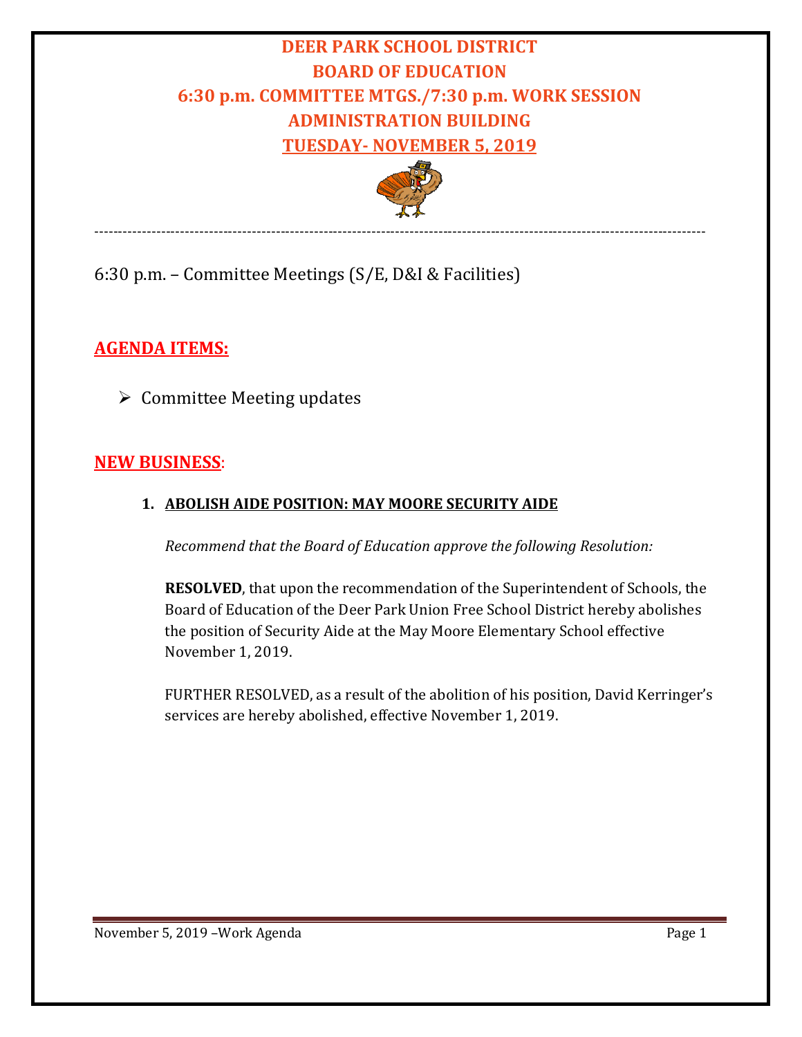# DEER PARK SCHOOL DISTRICT
# BOARD OF EDUCATION
# 6:30 p.m. COMMITTEE MTGS./7:30 p.m. WORK SESSION
# ADMINISTRATION BUILDING
# TUESDAY- NOVEMBER 5, 2019

---

6:30 p.m. – Committee Meetings (S/E, D&I & Facilities)

## AGENDA ITEMS:

- Committee Meeting updates

## NEW BUSINESS:

1. **ABOLISH AIDE POSITION: MAY MOORE SECURITY AIDE**

   *Recommend that the Board of Education approve the following Resolution:*

   **RESOLVED**, that upon the recommendation of the Superintendent of Schools, the Board of Education of the Deer Park Union Free School District hereby abolishes the position of Security Aide at the May Moore Elementary School effective November 1, 2019.

   FURTHER RESOLVED, as a result of the abolition of his position, David Kerringer's services are hereby abolished, effective November 1, 2019.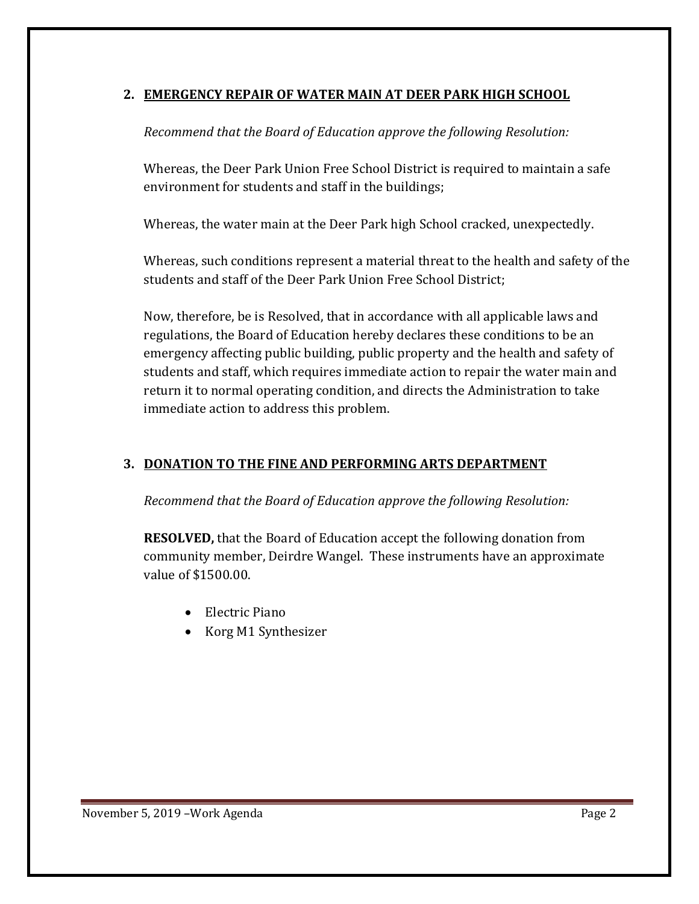2. **EMERGENCY REPAIR OF WATER MAIN AT DEER PARK HIGH SCHOOL**

   *Recommend that the Board of Education approve the following Resolution:*

   Whereas, the Deer Park Union Free School District is required to maintain a safe environment for students and staff in the buildings;

   Whereas, the water main at the Deer Park high School cracked, unexpectedly.

   Whereas, such conditions represent a material threat to the health and safety of the students and staff of the Deer Park Union Free School District;

   Now, therefore, be is Resolved, that in accordance with all applicable laws and regulations, the Board of Education hereby declares these conditions to be an emergency affecting public building, public property and the health and safety of students and staff, which requires immediate action to repair the water main and return it to normal operating condition, and directs the Administration to take immediate action to address this problem.

3. **DONATION TO THE FINE AND PERFORMING ARTS DEPARTMENT**

   *Recommend that the Board of Education approve the following Resolution:*

   **RESOLVED,** that the Board of Education accept the following donation from community member, Deirdre Wangel. These instruments have an approximate value of $1500.00.

   - Electric Piano
   - Korg M1 Synthesizer

November 5, 2019 –Work Agenda